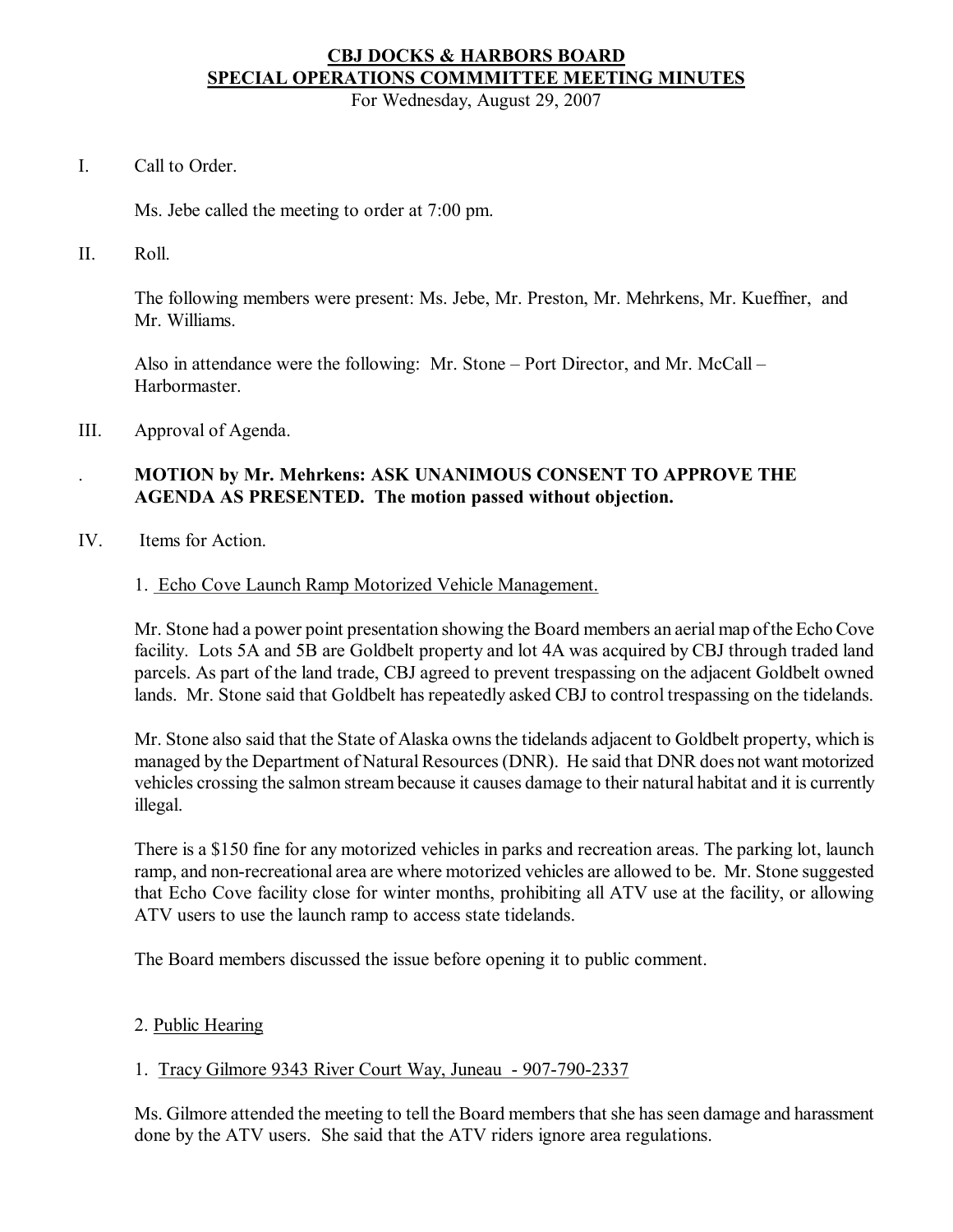**CBJ DOCKS & HARBORS BOARD**
**SPECIAL OPERATIONS COMMMITTEE MEETING MINUTES**

For Wednesday, August 29, 2007

I. Call to Order.

Ms. Jebe called the meeting to order at 7:00 pm.

II. Roll.

The following members were present: Ms. Jebe, Mr. Preston, Mr. Mehrkens, Mr. Kueffner, and Mr. Williams.

Also in attendance were the following: Mr. Stone – Port Director, and Mr. McCall – Harbormaster.

III. Approval of Agenda.

. **MOTION by Mr. Mehrkens: ASK UNANIMOUS CONSENT TO APPROVE THE AGENDA AS PRESENTED. The motion passed without objection.**

IV. Items for Action.

1. Echo Cove Launch Ramp Motorized Vehicle Management.

Mr. Stone had a power point presentation showing the Board members an aerial map of the Echo Cove facility. Lots 5A and 5B are Goldbelt property and lot 4A was acquired by CBJ through traded land parcels. As part of the land trade, CBJ agreed to prevent trespassing on the adjacent Goldbelt owned lands. Mr. Stone said that Goldbelt has repeatedly asked CBJ to control trespassing on the tidelands.

Mr. Stone also said that the State of Alaska owns the tidelands adjacent to Goldbelt property, which is managed by the Department of Natural Resources (DNR). He said that DNR does not want motorized vehicles crossing the salmon stream because it causes damage to their natural habitat and it is currently illegal.

There is a $150 fine for any motorized vehicles in parks and recreation areas. The parking lot, launch ramp, and non-recreational area are where motorized vehicles are allowed to be. Mr. Stone suggested that Echo Cove facility close for winter months, prohibiting all ATV use at the facility, or allowing ATV users to use the launch ramp to access state tidelands.

The Board members discussed the issue before opening it to public comment.

2. Public Hearing

1. Tracy Gilmore 9343 River Court Way, Juneau - 907-790-2337

Ms. Gilmore attended the meeting to tell the Board members that she has seen damage and harassment done by the ATV users. She said that the ATV riders ignore area regulations.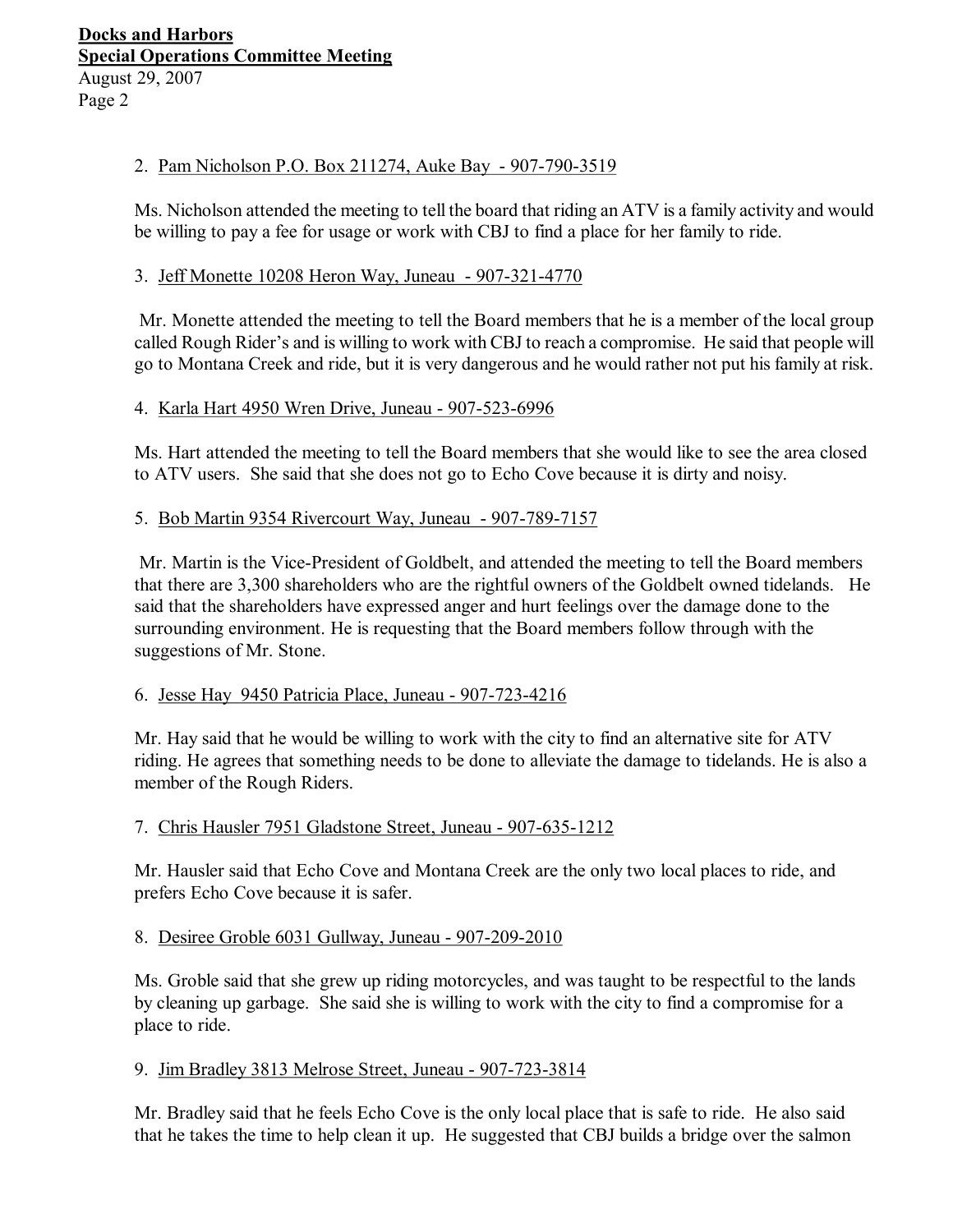2. Pam Nicholson P.O. Box 211274, Auke Bay - 907-790-3519

Ms. Nicholson attended the meeting to tell the board that riding an ATV is a family activity and would be willing to pay a fee for usage or work with CBJ to find a place for her family to ride.

3. Jeff Monette 10208 Heron Way, Juneau - 907-321-4770

Mr. Monette attended the meeting to tell the Board members that he is a member of the local group called Rough Rider's and is willing to work with CBJ to reach a compromise. He said that people will go to Montana Creek and ride, but it is very dangerous and he would rather not put his family at risk.

4. Karla Hart 4950 Wren Drive, Juneau - 907-523-6996

Ms. Hart attended the meeting to tell the Board members that she would like to see the area closed to ATV users. She said that she does not go to Echo Cove because it is dirty and noisy.

5. Bob Martin 9354 Rivercourt Way, Juneau - 907-789-7157

Mr. Martin is the Vice-President of Goldbelt, and attended the meeting to tell the Board members that there are 3,300 shareholders who are the rightful owners of the Goldbelt owned tidelands. He said that the shareholders have expressed anger and hurt feelings over the damage done to the surrounding environment. He is requesting that the Board members follow through with the suggestions of Mr. Stone.

6. Jesse Hay 9450 Patricia Place, Juneau - 907-723-4216

Mr. Hay said that he would be willing to work with the city to find an alternative site for ATV riding. He agrees that something needs to be done to alleviate the damage to tidelands. He is also a member of the Rough Riders.

7. Chris Hausler 7951 Gladstone Street, Juneau - 907-635-1212

Mr. Hausler said that Echo Cove and Montana Creek are the only two local places to ride, and prefers Echo Cove because it is safer.

8. Desiree Groble 6031 Gullway, Juneau - 907-209-2010

Ms. Groble said that she grew up riding motorcycles, and was taught to be respectful to the lands by cleaning up garbage. She said she is willing to work with the city to find a compromise for a place to ride.

9. Jim Bradley 3813 Melrose Street, Juneau - 907-723-3814

Mr. Bradley said that he feels Echo Cove is the only local place that is safe to ride. He also said that he takes the time to help clean it up. He suggested that CBJ builds a bridge over the salmon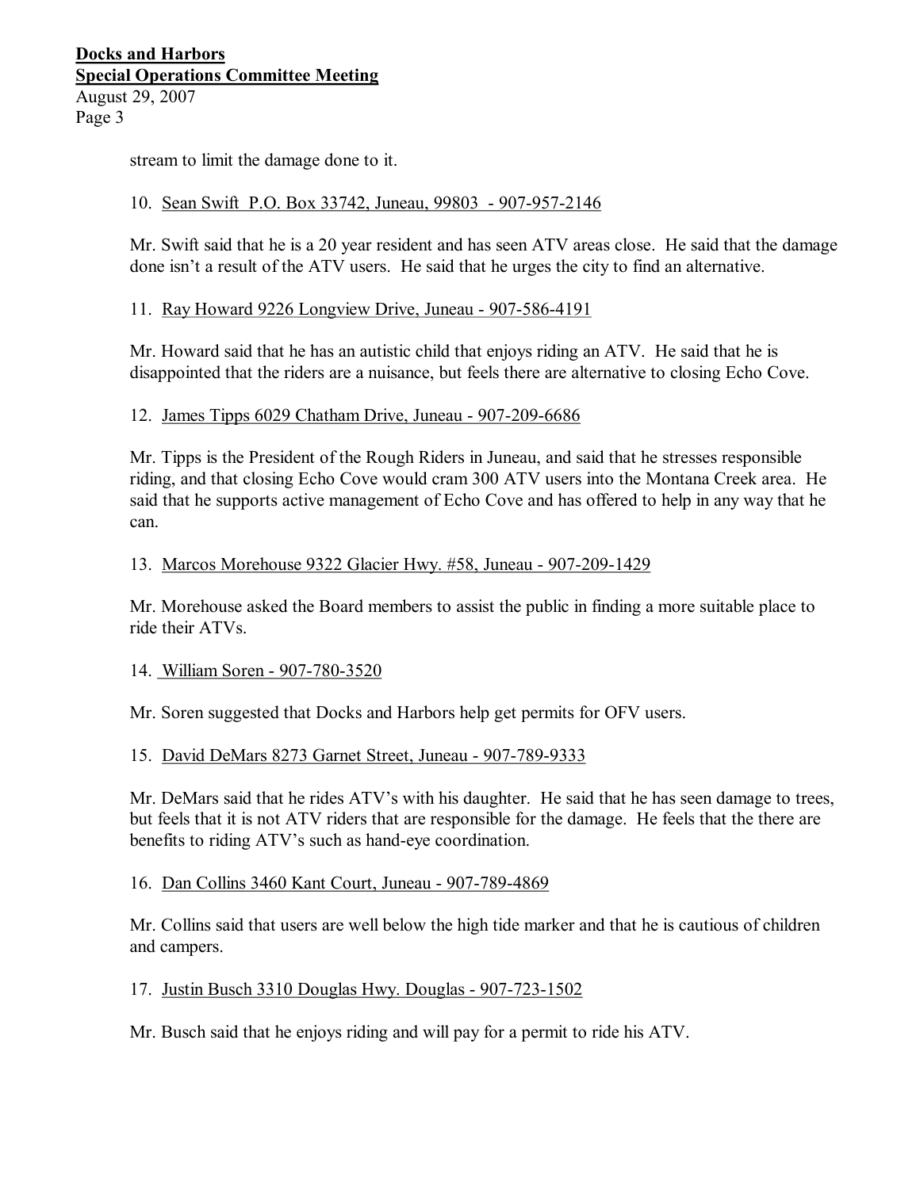stream to limit the damage done to it.

10. Sean Swift P.O. Box 33742, Juneau, 99803 - 907-957-2146

Mr. Swift said that he is a 20 year resident and has seen ATV areas close. He said that the damage done isn't a result of the ATV users. He said that he urges the city to find an alternative.

11. Ray Howard 9226 Longview Drive, Juneau - 907-586-4191

Mr. Howard said that he has an autistic child that enjoys riding an ATV. He said that he is disappointed that the riders are a nuisance, but feels there are alternative to closing Echo Cove.

12. James Tipps 6029 Chatham Drive, Juneau - 907-209-6686

Mr. Tipps is the President of the Rough Riders in Juneau, and said that he stresses responsible riding, and that closing Echo Cove would cram 300 ATV users into the Montana Creek area. He said that he supports active management of Echo Cove and has offered to help in any way that he can.

13. Marcos Morehouse 9322 Glacier Hwy. #58, Juneau - 907-209-1429

Mr. Morehouse asked the Board members to assist the public in finding a more suitable place to ride their ATVs.

14. William Soren - 907-780-3520

Mr. Soren suggested that Docks and Harbors help get permits for OFV users.

15. David DeMars 8273 Garnet Street, Juneau - 907-789-9333

Mr. DeMars said that he rides ATV's with his daughter. He said that he has seen damage to trees, but feels that it is not ATV riders that are responsible for the damage. He feels that the there are benefits to riding ATV's such as hand-eye coordination.

16. Dan Collins 3460 Kant Court, Juneau - 907-789-4869

Mr. Collins said that users are well below the high tide marker and that he is cautious of children and campers.

17. Justin Busch 3310 Douglas Hwy. Douglas - 907-723-1502

Mr. Busch said that he enjoys riding and will pay for a permit to ride his ATV.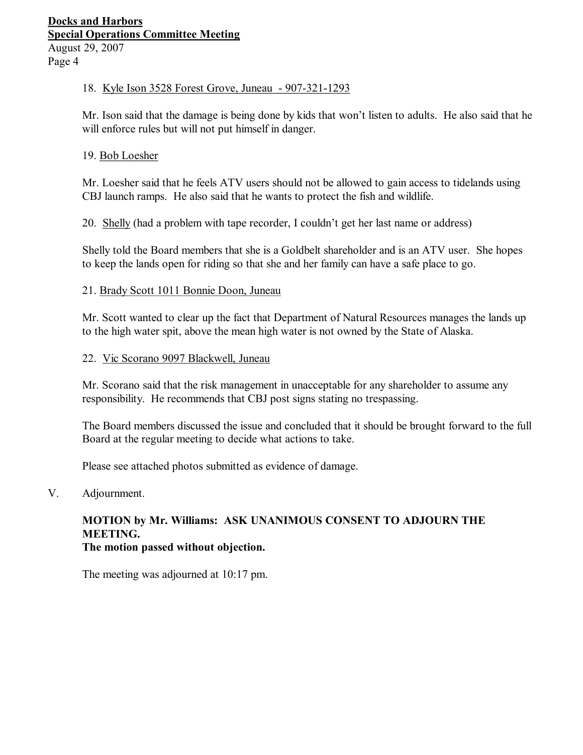18. Kyle Ison 3528 Forest Grove, Juneau - 907-321-1293

Mr. Ison said that the damage is being done by kids that won't listen to adults. He also said that he will enforce rules but will not put himself in danger.

19. Bob Loesher

Mr. Loesher said that he feels ATV users should not be allowed to gain access to tidelands using CBJ launch ramps. He also said that he wants to protect the fish and wildlife.

20. Shelly (had a problem with tape recorder, I couldn't get her last name or address)

Shelly told the Board members that she is a Goldbelt shareholder and is an ATV user. She hopes to keep the lands open for riding so that she and her family can have a safe place to go.

21. Brady Scott 1011 Bonnie Doon, Juneau

Mr. Scott wanted to clear up the fact that Department of Natural Resources manages the lands up to the high water spit, above the mean high water is not owned by the State of Alaska.

22. Vic Scorano 9097 Blackwell, Juneau

Mr. Scorano said that the risk management in unacceptable for any shareholder to assume any responsibility. He recommends that CBJ post signs stating no trespassing.

The Board members discussed the issue and concluded that it should be brought forward to the full Board at the regular meeting to decide what actions to take.

Please see attached photos submitted as evidence of damage.

V. Adjournment.

**MOTION by Mr. Williams: ASK UNANIMOUS CONSENT TO ADJOURN THE MEETING.**
**The motion passed without objection.**

The meeting was adjourned at 10:17 pm.